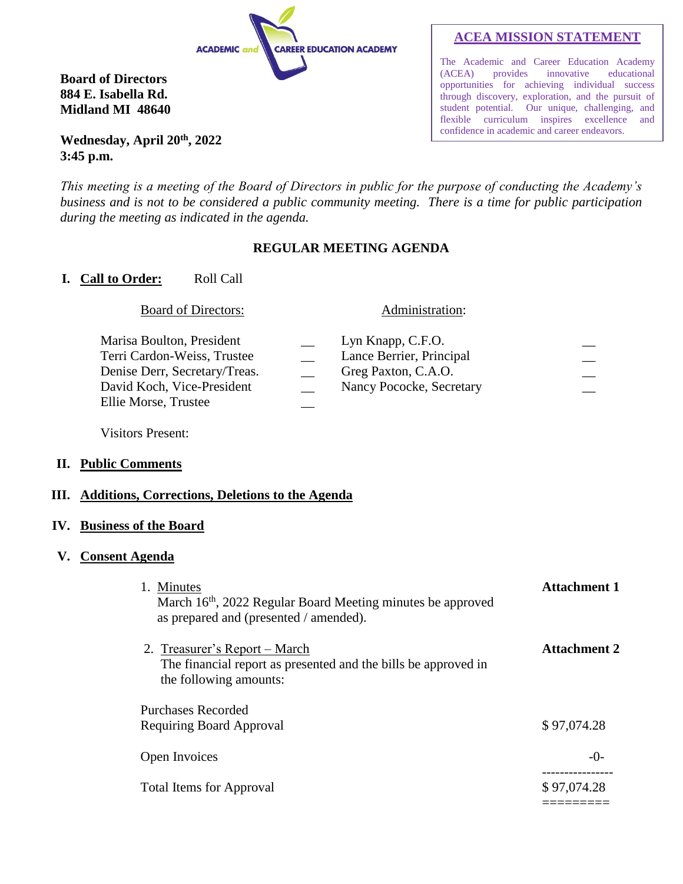ACADEMIC and CAREER EDUCATION ACADEMY

**Board of Directors**
**884 E. Isabella Rd.**
**Midland MI 48640**

**Wednesday, April 20th, 2022**
**3:45 p.m.**

## ACEA MISSION STATEMENT

The Academic and Career Education Academy (ACEA) provides innovative educational opportunities for achieving individual success through discovery, exploration, and the pursuit of student potential. Our unique, challenging, and flexible curriculum inspires excellence and confidence in academic and career endeavors.

*This meeting is a meeting of the Board of Directors in public for the purpose of conducting the Academy's business and is not to be considered a public community meeting. There is a time for public participation during the meeting as indicated in the agenda.*

## REGULAR MEETING AGENDA

**I. Call to Order:** Roll Call

| Board of Directors: | | Administration: | |
|---|---|---|---|
| Marisa Boulton, President | __ | Lyn Knapp, C.F.O. | __ |
| Terri Cardon-Weiss, Trustee | __ | Lance Berrier, Principal | __ |
| Denise Derr, Secretary/Treas. | __ | Greg Paxton, C.A.O. | __ |
| David Koch, Vice-President | __ | Nancy Pococke, Secretary | __ |
| Ellie Morse, Trustee | __ | | |

Visitors Present:

**II. Public Comments**

**III. Additions, Corrections, Deletions to the Agenda**

**IV. Business of the Board**

**V. Consent Agenda**

1. Minutes — **Attachment 1**
   March 16th, 2022 Regular Board Meeting minutes be approved as prepared and (presented / amended).

2. Treasurer's Report – March — **Attachment 2**
   The financial report as presented and the bills be approved in the following amounts:

| | |
|---|---|
| Purchases Recorded Requiring Board Approval | $ 97,074.28 |
| Open Invoices | -0- |
| Total Items for Approval | $ 97,074.28 |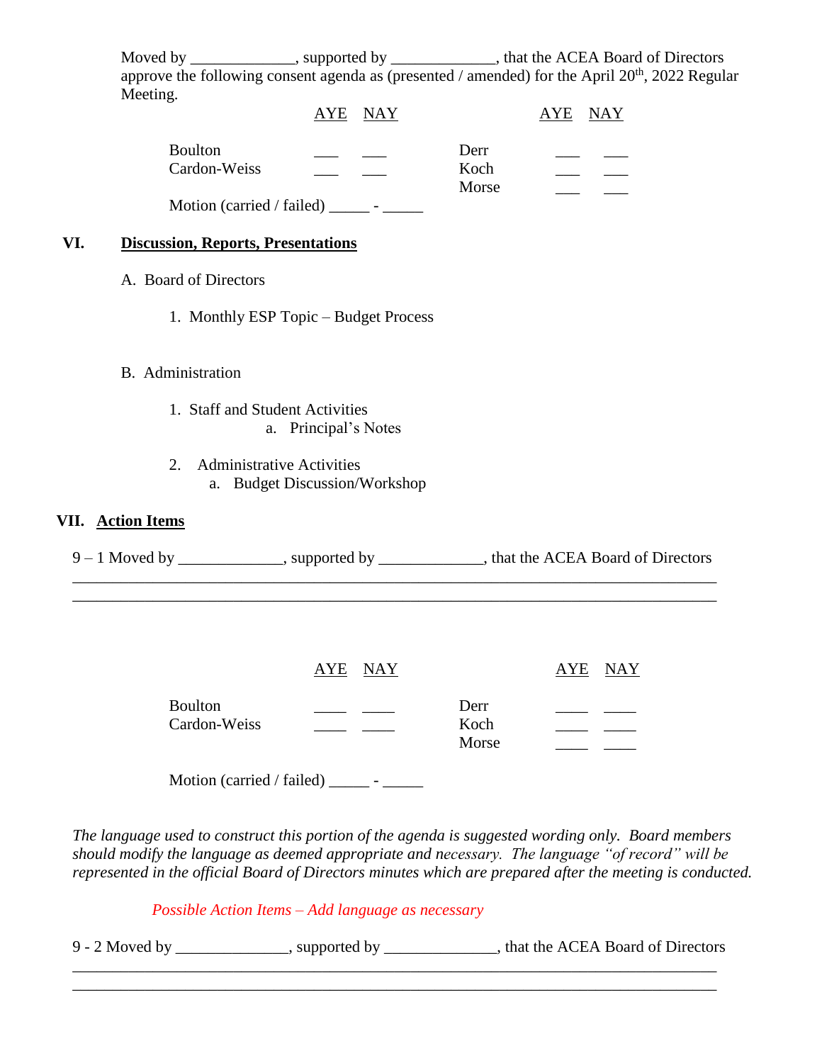Moved by _____________, supported by _____________, that the ACEA Board of Directors approve the following consent agenda as (presented / amended) for the April 20th, 2022 Regular Meeting.

| | AYE | NAY | | AYE | NAY |
|---|---|---|---|---|---|
| Boulton | ___ | ___ | Derr | ___ | ___ |
| Cardon-Weiss | ___ | ___ | Koch | ___ | ___ |
| | | | Morse | ___ | ___ |

Motion (carried / failed) _____ - _____

## VI. Discussion, Reports, Presentations

A. Board of Directors

1. Monthly ESP Topic – Budget Process

B. Administration

1. Staff and Student Activities
   a. Principal's Notes

2. Administrative Activities
   a. Budget Discussion/Workshop

## VII. Action Items

9 – 1 Moved by _____________, supported by _____________, that the ACEA Board of Directors ______________________________________________________________________________
______________________________________________________________________________

| | AYE | NAY | | AYE | NAY |
|---|---|---|---|---|---|
| Boulton | ____ | ____ | Derr | ____ | ____ |
| Cardon-Weiss | ____ | ____ | Koch | ____ | ____ |
| | | | Morse | ____ | ____ |

Motion (carried / failed) _____ - _____

*The language used to construct this portion of the agenda is suggested wording only. Board members should modify the language as deemed appropriate and necessary. The language "of record" will be represented in the official Board of Directors minutes which are prepared after the meeting is conducted.*

*Possible Action Items – Add language as necessary*

9 - 2 Moved by ______________, supported by ______________, that the ACEA Board of Directors ______________________________________________________________________________
______________________________________________________________________________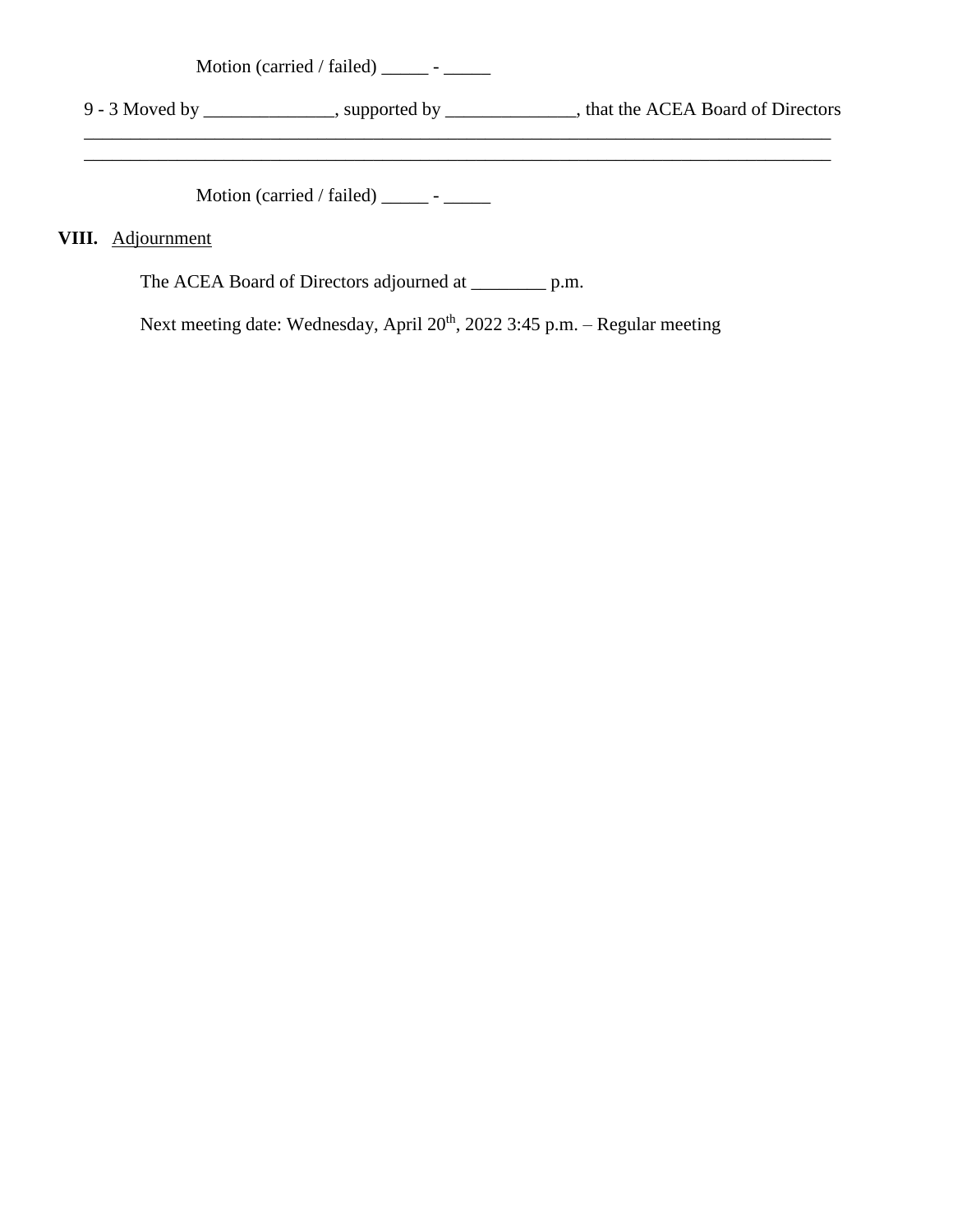Motion (carried / failed) _____ - _____

9 - 3 Moved by ______________, supported by ______________, that the ACEA Board of Directors
_______________________________________________________________________________
_______________________________________________________________________________

Motion (carried / failed) _____ - _____

**VIII.** Adjournment

The ACEA Board of Directors adjourned at ________ p.m.

Next meeting date: Wednesday, April 20th, 2022 3:45 p.m. – Regular meeting